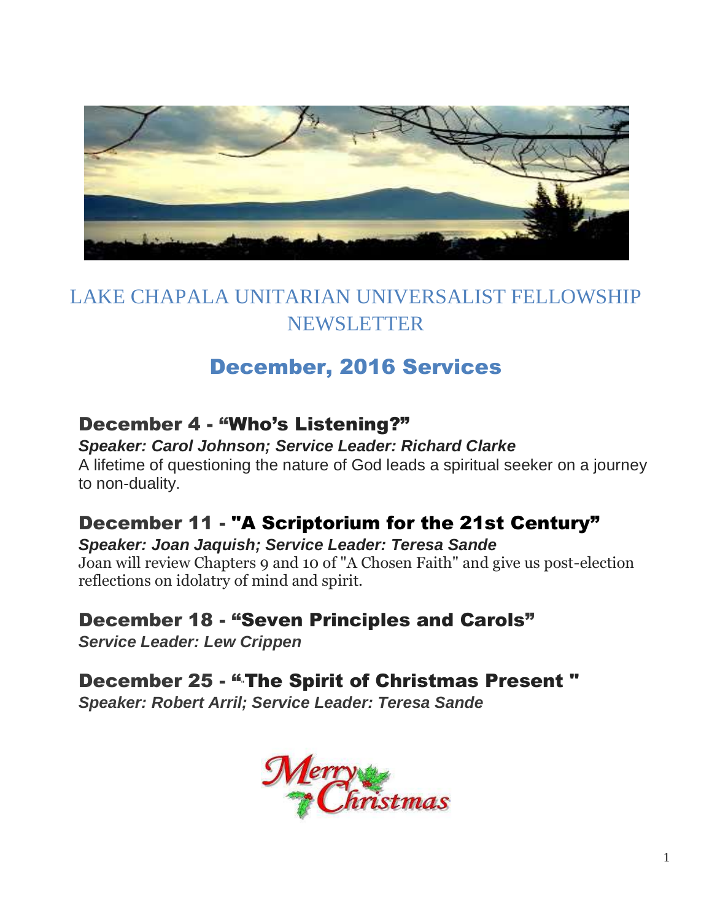# LAKE CHAPALA UNITARIAN UNIVERSALIST FELLOWSHIP NEWSLETTER

## December, 2016 Services

### December 4 - "Who's Listening?"

***Speaker: Carol Johnson; Service Leader: Richard Clarke***

A lifetime of questioning the nature of God leads a spiritual seeker on a journey to non-duality.

### December 11 - "A Scriptorium for the 21st Century"

***Speaker: Joan Jaquish; Service Leader: Teresa Sande***

Joan will review Chapters 9 and 10 of "A Chosen Faith" and give us post-election reflections on idolatry of mind and spirit.

### December 18 - "Seven Principles and Carols"

***Service Leader: Lew Crippen***

### December 25 - "The Spirit of Christmas Present "

***Speaker: Robert Arril; Service Leader: Teresa Sande***

Merry Christmas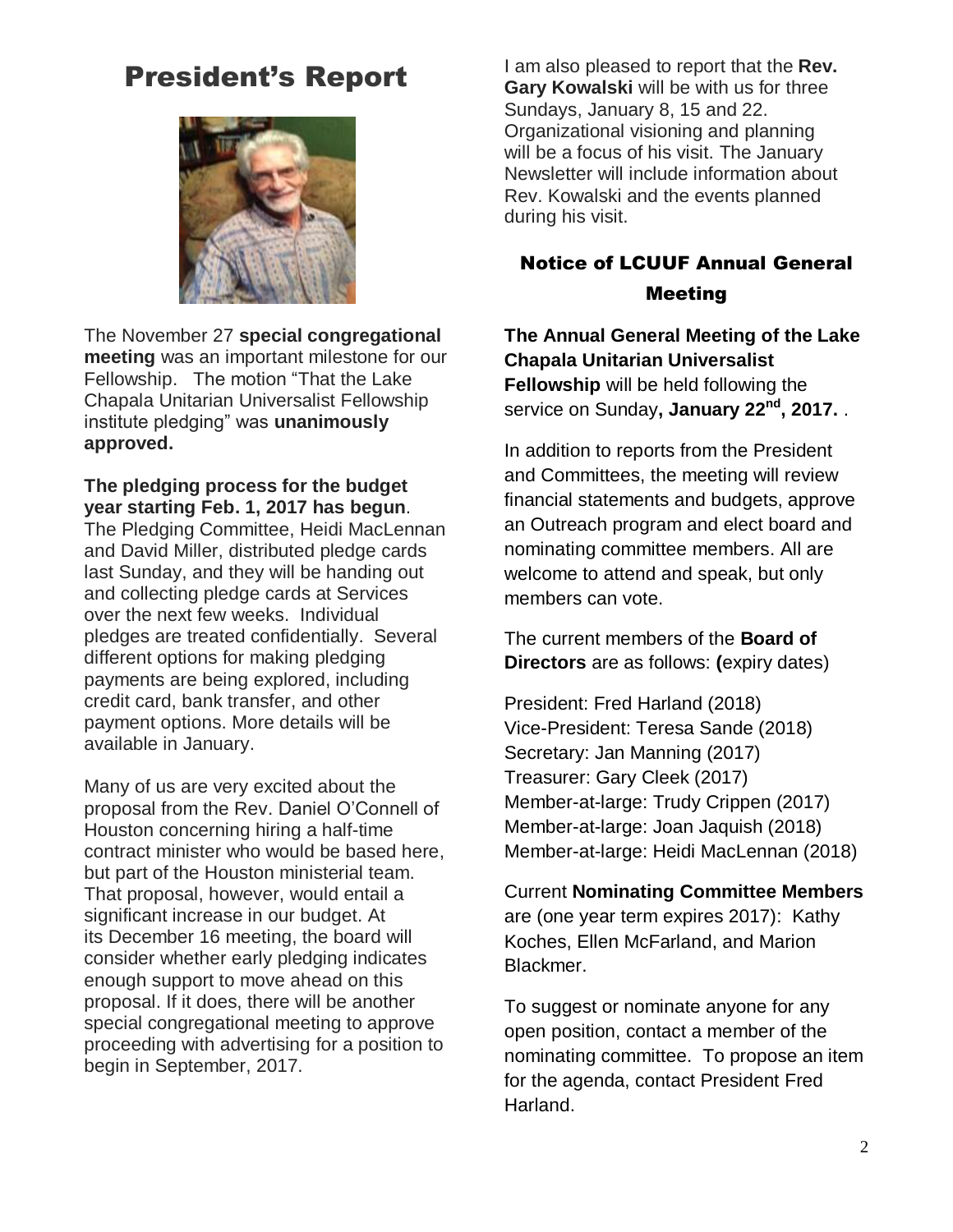# President's Report

The November 27 **special congregational meeting** was an important milestone for our Fellowship. The motion "That the Lake Chapala Unitarian Universalist Fellowship institute pledging" was **unanimously approved.**

**The pledging process for the budget year starting Feb. 1, 2017 has begun**. The Pledging Committee, Heidi MacLennan and David Miller, distributed pledge cards last Sunday, and they will be handing out and collecting pledge cards at Services over the next few weeks. Individual pledges are treated confidentially. Several different options for making pledging payments are being explored, including credit card, bank transfer, and other payment options. More details will be available in January.

Many of us are very excited about the proposal from the Rev. Daniel O'Connell of Houston concerning hiring a half-time contract minister who would be based here, but part of the Houston ministerial team. That proposal, however, would entail a significant increase in our budget. At its December 16 meeting, the board will consider whether early pledging indicates enough support to move ahead on this proposal. If it does, there will be another special congregational meeting to approve proceeding with advertising for a position to begin in September, 2017.

I am also pleased to report that the **Rev. Gary Kowalski** will be with us for three Sundays, January 8, 15 and 22. Organizational visioning and planning will be a focus of his visit. The January Newsletter will include information about Rev. Kowalski and the events planned during his visit.

## Notice of LCUUF Annual General Meeting

**The Annual General Meeting of the Lake Chapala Unitarian Universalist Fellowship** will be held following the service on Sunday**, January 22nd, 2017.** .

In addition to reports from the President and Committees, the meeting will review financial statements and budgets, approve an Outreach program and elect board and nominating committee members. All are welcome to attend and speak, but only members can vote.

The current members of the **Board of Directors** are as follows: **(**expiry dates)

President: Fred Harland (2018)
Vice-President: Teresa Sande (2018)
Secretary: Jan Manning (2017)
Treasurer: Gary Cleek (2017)
Member-at-large: Trudy Crippen (2017)
Member-at-large: Joan Jaquish (2018)
Member-at-large: Heidi MacLennan (2018)

Current **Nominating Committee Members** are (one year term expires 2017): Kathy Koches, Ellen McFarland, and Marion Blackmer.

To suggest or nominate anyone for any open position, contact a member of the nominating committee. To propose an item for the agenda, contact President Fred Harland.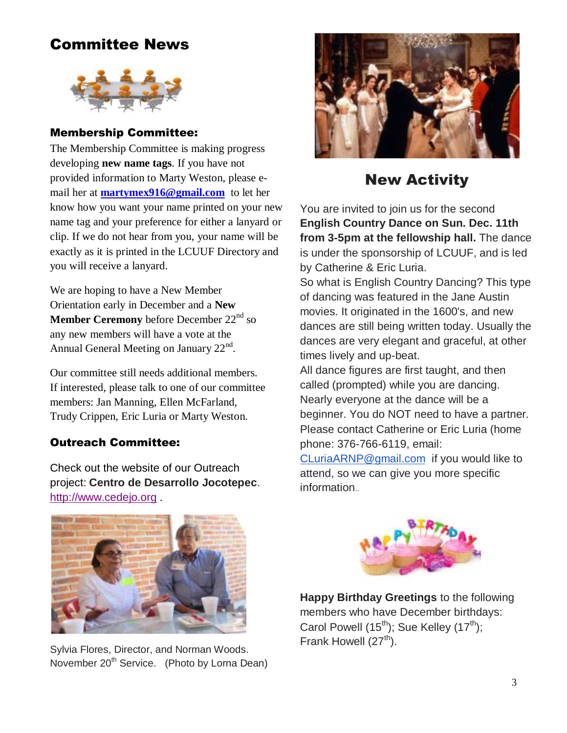# Committee News

### Membership Committee:

The Membership Committee is making progress developing **new name tags**. If you have not provided information to Marty Weston, please e-mail her at **martymex916@gmail.com** to let her know how you want your name printed on your new name tag and your preference for either a lanyard or clip. If we do not hear from you, your name will be exactly as it is printed in the LCUUF Directory and you will receive a lanyard.

We are hoping to have a New Member Orientation early in December and a **New Member Ceremony** before December 22nd so any new members will have a vote at the Annual General Meeting on January 22nd.

Our committee still needs additional members. If interested, please talk to one of our committee members: Jan Manning, Ellen McFarland, Trudy Crippen, Eric Luria or Marty Weston.

### Outreach Committee:

Check out the website of our Outreach project: **Centro de Desarrollo Jocotepec**. http://www.cedejo.org .

Sylvia Flores, Director, and Norman Woods. November 20th Service. (Photo by Lorna Dean)

## New Activity

You are invited to join us for the second **English Country Dance on Sun. Dec. 11th from 3-5pm at the fellowship hall.** The dance is under the sponsorship of LCUUF, and is led by Catherine & Eric Luria.

So what is English Country Dancing? This type of dancing was featured in the Jane Austin movies. It originated in the 1600's, and new dances are still being written today. Usually the dances are very elegant and graceful, at other times lively and up-beat.

All dance figures are first taught, and then called (prompted) while you are dancing. Nearly everyone at the dance will be a beginner. You do NOT need to have a partner. Please contact Catherine or Eric Luria (home phone: 376-766-6119, email: CLuriaARNP@gmail.com if you would like to attend, so we can give you more specific information..

**Happy Birthday Greetings** to the following members who have December birthdays: Carol Powell (15th); Sue Kelley (17th); Frank Howell (27th).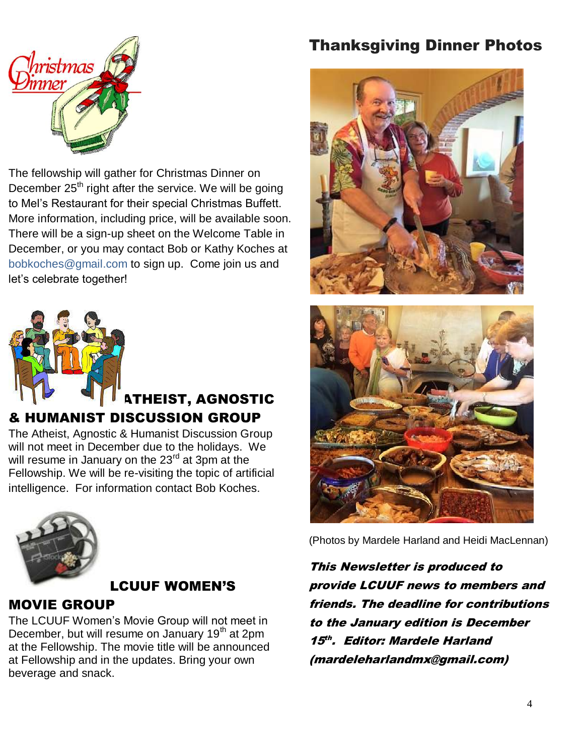"Christmas Dinner"

The fellowship will gather for Christmas Dinner on December 25th right after the service. We will be going to Mel's Restaurant for their special Christmas Buffett. More information, including price, will be available soon. There will be a sign-up sheet on the Welcome Table in December, or you may contact Bob or Kathy Koches at bobkoches@gmail.com to sign up. Come join us and let's celebrate together!

## ATHEIST, AGNOSTIC & HUMANIST DISCUSSION GROUP

The Atheist, Agnostic & Humanist Discussion Group will not meet in December due to the holidays. We will resume in January on the 23rd at 3pm at the Fellowship. We will be re-visiting the topic of artificial intelligence. For information contact Bob Koches.

## LCUUF WOMEN'S MOVIE GROUP

The LCUUF Women's Movie Group will not meet in December, but will resume on January 19th at 2pm at the Fellowship. The movie title will be announced at Fellowship and in the updates. Bring your own beverage and snack.

## Thanksgiving Dinner Photos

(Photos by Mardele Harland and Heidi MacLennan)

***This Newsletter is produced to provide LCUUF news to members and friends. The deadline for contributions to the January edition is December 15th. Editor: Mardele Harland (mardeleharlandmx@gmail.com)***